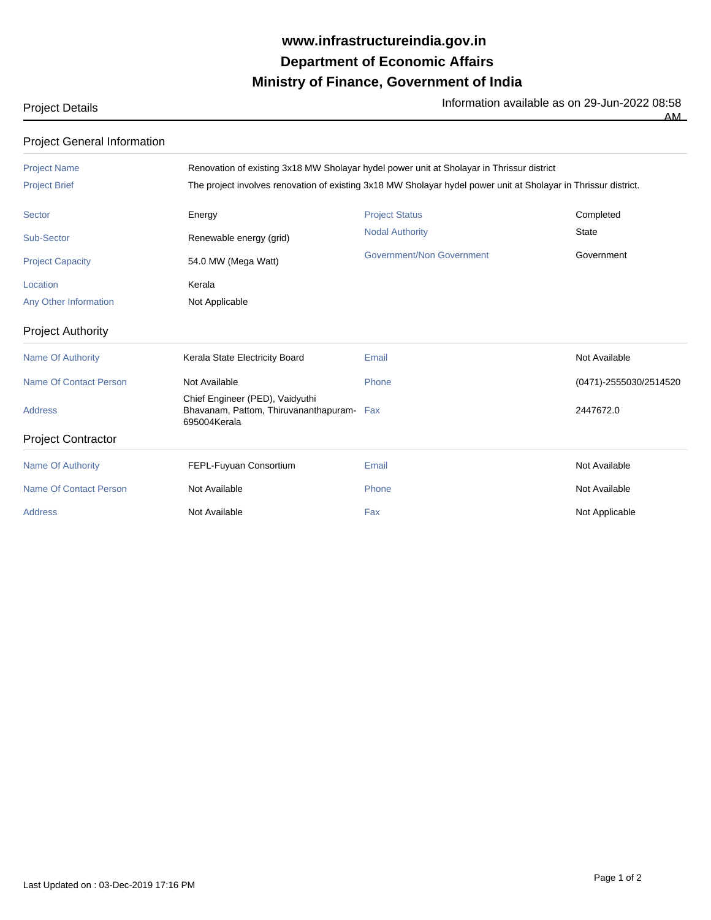# www.infrastructureindia.gov.in
# Department of Economic Affairs
# Ministry of Finance, Government of India

Project Details — Information available as on 29-Jun-2022 08:58 AM

## Project General Information

| | | | |
|---|---|---|---|
| Project Name | Renovation of existing 3x18 MW Sholayar hydel power unit at Sholayar in Thrissur district | | |
| Project Brief | The project involves renovation of existing 3x18 MW Sholayar hydel power unit at Sholayar in Thrissur district. | | |
| Sector | Energy | Project Status | Completed |
| Sub-Sector | Renewable energy (grid) | Nodal Authority | State |
| Project Capacity | 54.0 MW (Mega Watt) | Government/Non Government | Government |
| Location | Kerala | | |
| Any Other Information | Not Applicable | | |

## Project Authority

| | | | |
|---|---|---|---|
| Name Of Authority | Kerala State Electricity Board | Email | Not Available |
| Name Of Contact Person | Not Available | Phone | (0471)-2555030/2514520 |
| Address | Chief Engineer (PED), Vaidyuthi Bhavanam, Pattom, Thiruvananthapuram-695004Kerala | Fax | 2447672.0 |

## Project Contractor

| | | | |
|---|---|---|---|
| Name Of Authority | FEPL-Fuyuan Consortium | Email | Not Available |
| Name Of Contact Person | Not Available | Phone | Not Available |
| Address | Not Available | Fax | Not Applicable |

Last Updated on : 03-Dec-2019 17:16 PM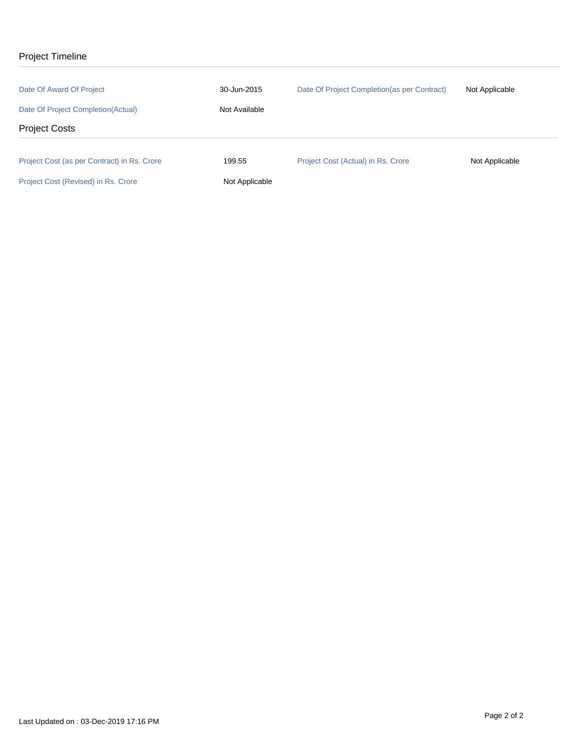## Project Timeline

| | | | |
|---|---|---|---|
| Date Of Award Of Project | 30-Jun-2015 | Date Of Project Completion(as per Contract) | Not Applicable |
| Date Of Project Completion(Actual) | Not Available | | |

## Project Costs

| | | | |
|---|---|---|---|
| Project Cost (as per Contract) in Rs. Crore | 199.55 | Project Cost (Actual) in Rs. Crore | Not Applicable |
| Project Cost (Revised) in Rs. Crore | Not Applicable | | |

Last Updated on : 03-Dec-2019 17:16 PM